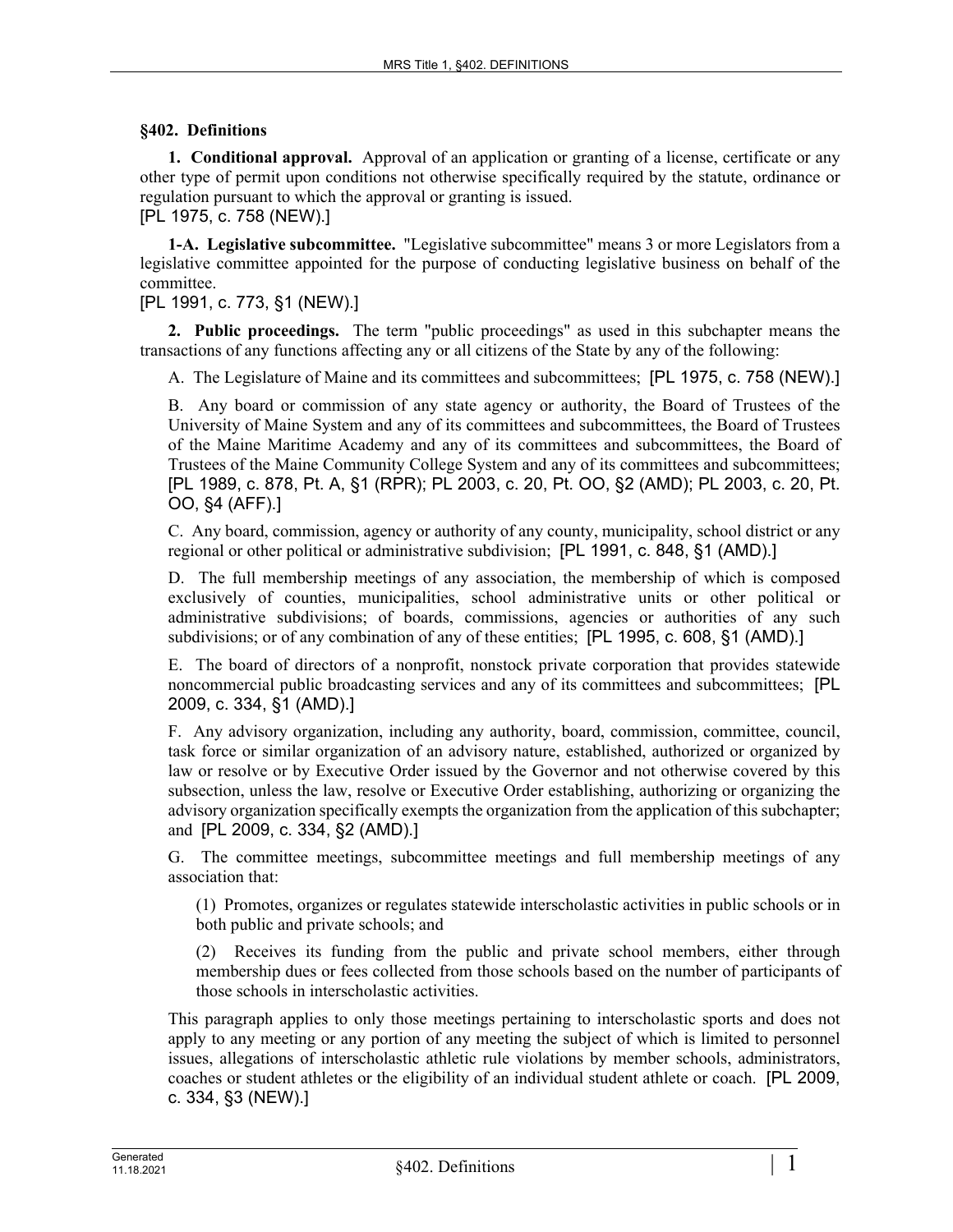## §402. Definitions

**1. Conditional approval.** Approval of an application or granting of a license, certificate or any other type of permit upon conditions not otherwise specifically required by the statute, ordinance or regulation pursuant to which the approval or granting is issued.
[PL 1975, c. 758 (NEW).]

**1-A. Legislative subcommittee.** "Legislative subcommittee" means 3 or more Legislators from a legislative committee appointed for the purpose of conducting legislative business on behalf of the committee.
[PL 1991, c. 773, §1 (NEW).]

**2. Public proceedings.** The term "public proceedings" as used in this subchapter means the transactions of any functions affecting any or all citizens of the State by any of the following:

A. The Legislature of Maine and its committees and subcommittees; [PL 1975, c. 758 (NEW).]

B. Any board or commission of any state agency or authority, the Board of Trustees of the University of Maine System and any of its committees and subcommittees, the Board of Trustees of the Maine Maritime Academy and any of its committees and subcommittees, the Board of Trustees of the Maine Community College System and any of its committees and subcommittees; [PL 1989, c. 878, Pt. A, §1 (RPR); PL 2003, c. 20, Pt. OO, §2 (AMD); PL 2003, c. 20, Pt. OO, §4 (AFF).]

C. Any board, commission, agency or authority of any county, municipality, school district or any regional or other political or administrative subdivision; [PL 1991, c. 848, §1 (AMD).]

D. The full membership meetings of any association, the membership of which is composed exclusively of counties, municipalities, school administrative units or other political or administrative subdivisions; of boards, commissions, agencies or authorities of any such subdivisions; or of any combination of any of these entities; [PL 1995, c. 608, §1 (AMD).]

E. The board of directors of a nonprofit, nonstock private corporation that provides statewide noncommercial public broadcasting services and any of its committees and subcommittees; [PL 2009, c. 334, §1 (AMD).]

F. Any advisory organization, including any authority, board, commission, committee, council, task force or similar organization of an advisory nature, established, authorized or organized by law or resolve or by Executive Order issued by the Governor and not otherwise covered by this subsection, unless the law, resolve or Executive Order establishing, authorizing or organizing the advisory organization specifically exempts the organization from the application of this subchapter; and [PL 2009, c. 334, §2 (AMD).]

G. The committee meetings, subcommittee meetings and full membership meetings of any association that:

(1) Promotes, organizes or regulates statewide interscholastic activities in public schools or in both public and private schools; and

(2) Receives its funding from the public and private school members, either through membership dues or fees collected from those schools based on the number of participants of those schools in interscholastic activities.

This paragraph applies to only those meetings pertaining to interscholastic sports and does not apply to any meeting or any portion of any meeting the subject of which is limited to personnel issues, allegations of interscholastic athletic rule violations by member schools, administrators, coaches or student athletes or the eligibility of an individual student athlete or coach. [PL 2009, c. 334, §3 (NEW).]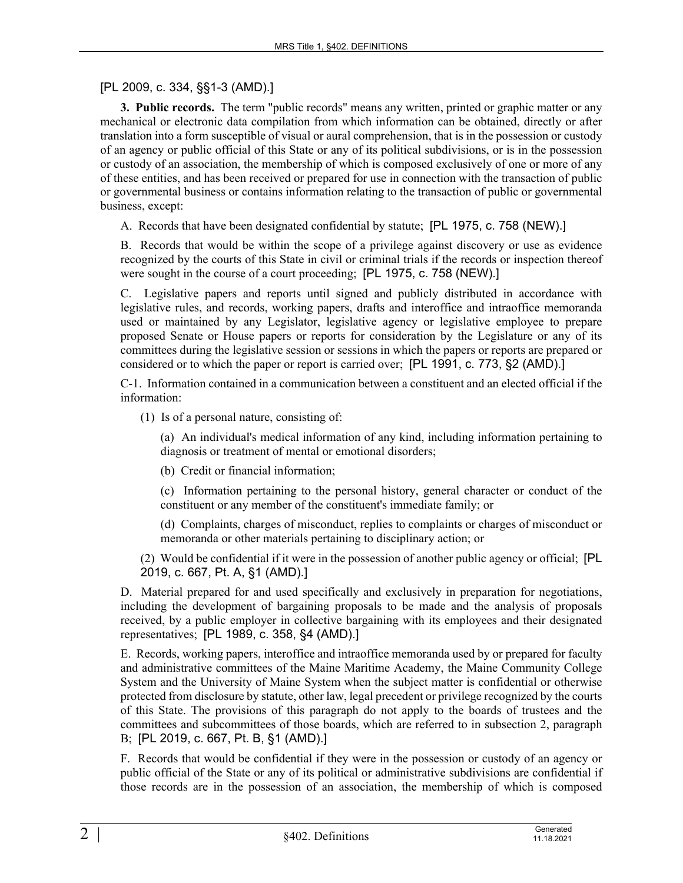[PL 2009, c. 334, §§1-3 (AMD).]

**3. Public records.** The term "public records" means any written, printed or graphic matter or any mechanical or electronic data compilation from which information can be obtained, directly or after translation into a form susceptible of visual or aural comprehension, that is in the possession or custody of an agency or public official of this State or any of its political subdivisions, or is in the possession or custody of an association, the membership of which is composed exclusively of one or more of any of these entities, and has been received or prepared for use in connection with the transaction of public or governmental business or contains information relating to the transaction of public or governmental business, except:

A. Records that have been designated confidential by statute; [PL 1975, c. 758 (NEW).]

B. Records that would be within the scope of a privilege against discovery or use as evidence recognized by the courts of this State in civil or criminal trials if the records or inspection thereof were sought in the course of a court proceeding; [PL 1975, c. 758 (NEW).]

C. Legislative papers and reports until signed and publicly distributed in accordance with legislative rules, and records, working papers, drafts and interoffice and intraoffice memoranda used or maintained by any Legislator, legislative agency or legislative employee to prepare proposed Senate or House papers or reports for consideration by the Legislature or any of its committees during the legislative session or sessions in which the papers or reports are prepared or considered or to which the paper or report is carried over; [PL 1991, c. 773, §2 (AMD).]

C-1. Information contained in a communication between a constituent and an elected official if the information:

(1) Is of a personal nature, consisting of:

(a) An individual's medical information of any kind, including information pertaining to diagnosis or treatment of mental or emotional disorders;

(b) Credit or financial information;

(c) Information pertaining to the personal history, general character or conduct of the constituent or any member of the constituent's immediate family; or

(d) Complaints, charges of misconduct, replies to complaints or charges of misconduct or memoranda or other materials pertaining to disciplinary action; or

(2) Would be confidential if it were in the possession of another public agency or official; [PL 2019, c. 667, Pt. A, §1 (AMD).]

D. Material prepared for and used specifically and exclusively in preparation for negotiations, including the development of bargaining proposals to be made and the analysis of proposals received, by a public employer in collective bargaining with its employees and their designated representatives; [PL 1989, c. 358, §4 (AMD).]

E. Records, working papers, interoffice and intraoffice memoranda used by or prepared for faculty and administrative committees of the Maine Maritime Academy, the Maine Community College System and the University of Maine System when the subject matter is confidential or otherwise protected from disclosure by statute, other law, legal precedent or privilege recognized by the courts of this State. The provisions of this paragraph do not apply to the boards of trustees and the committees and subcommittees of those boards, which are referred to in subsection 2, paragraph B; [PL 2019, c. 667, Pt. B, §1 (AMD).]

F. Records that would be confidential if they were in the possession or custody of an agency or public official of the State or any of its political or administrative subdivisions are confidential if those records are in the possession of an association, the membership of which is composed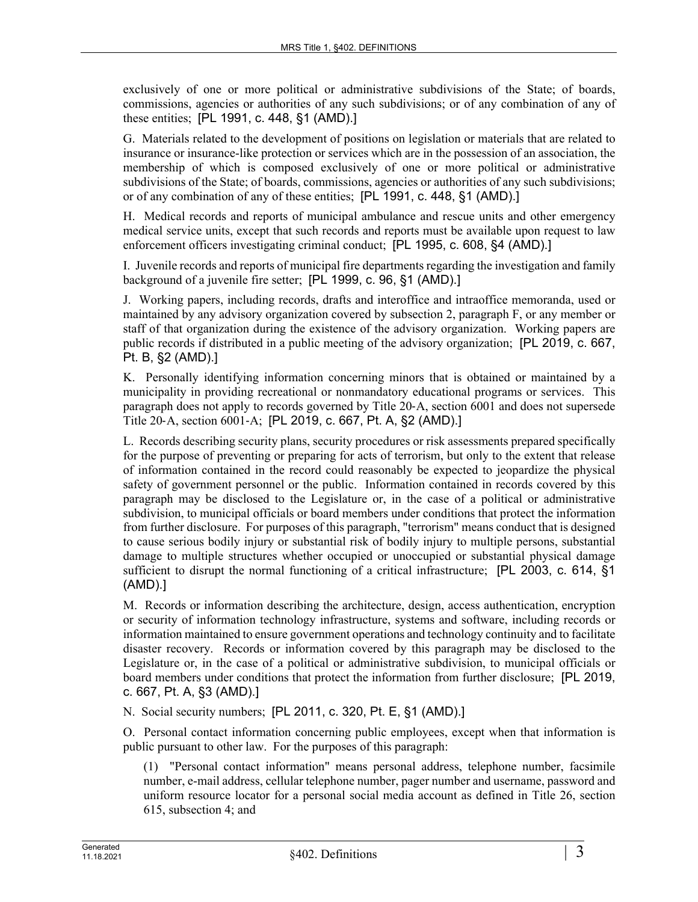exclusively of one or more political or administrative subdivisions of the State; of boards, commissions, agencies or authorities of any such subdivisions; or of any combination of any of these entities; [PL 1991, c. 448, §1 (AMD).]

G. Materials related to the development of positions on legislation or materials that are related to insurance or insurance-like protection or services which are in the possession of an association, the membership of which is composed exclusively of one or more political or administrative subdivisions of the State; of boards, commissions, agencies or authorities of any such subdivisions; or of any combination of any of these entities; [PL 1991, c. 448, §1 (AMD).]

H. Medical records and reports of municipal ambulance and rescue units and other emergency medical service units, except that such records and reports must be available upon request to law enforcement officers investigating criminal conduct; [PL 1995, c. 608, §4 (AMD).]

I. Juvenile records and reports of municipal fire departments regarding the investigation and family background of a juvenile fire setter; [PL 1999, c. 96, §1 (AMD).]

J. Working papers, including records, drafts and interoffice and intraoffice memoranda, used or maintained by any advisory organization covered by subsection 2, paragraph F, or any member or staff of that organization during the existence of the advisory organization. Working papers are public records if distributed in a public meeting of the advisory organization; [PL 2019, c. 667, Pt. B, §2 (AMD).]

K. Personally identifying information concerning minors that is obtained or maintained by a municipality in providing recreational or nonmandatory educational programs or services. This paragraph does not apply to records governed by Title 20-A, section 6001 and does not supersede Title 20-A, section 6001-A; [PL 2019, c. 667, Pt. A, §2 (AMD).]

L. Records describing security plans, security procedures or risk assessments prepared specifically for the purpose of preventing or preparing for acts of terrorism, but only to the extent that release of information contained in the record could reasonably be expected to jeopardize the physical safety of government personnel or the public. Information contained in records covered by this paragraph may be disclosed to the Legislature or, in the case of a political or administrative subdivision, to municipal officials or board members under conditions that protect the information from further disclosure. For purposes of this paragraph, "terrorism" means conduct that is designed to cause serious bodily injury or substantial risk of bodily injury to multiple persons, substantial damage to multiple structures whether occupied or unoccupied or substantial physical damage sufficient to disrupt the normal functioning of a critical infrastructure; [PL 2003, c. 614, §1 (AMD).]

M. Records or information describing the architecture, design, access authentication, encryption or security of information technology infrastructure, systems and software, including records or information maintained to ensure government operations and technology continuity and to facilitate disaster recovery. Records or information covered by this paragraph may be disclosed to the Legislature or, in the case of a political or administrative subdivision, to municipal officials or board members under conditions that protect the information from further disclosure; [PL 2019, c. 667, Pt. A, §3 (AMD).]

N. Social security numbers; [PL 2011, c. 320, Pt. E, §1 (AMD).]

O. Personal contact information concerning public employees, except when that information is public pursuant to other law. For the purposes of this paragraph:

(1) "Personal contact information" means personal address, telephone number, facsimile number, e-mail address, cellular telephone number, pager number and username, password and uniform resource locator for a personal social media account as defined in Title 26, section 615, subsection 4; and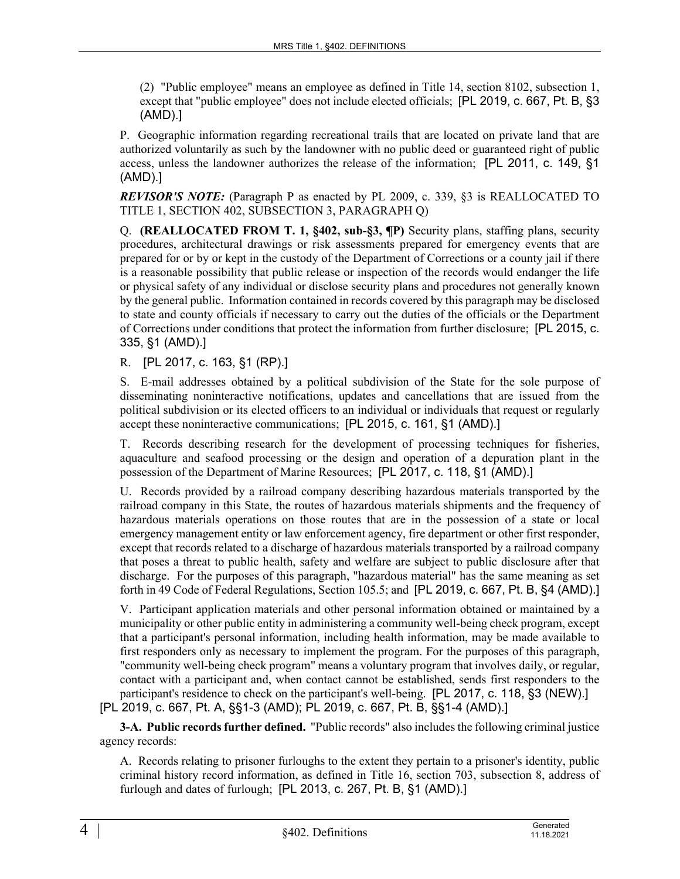(2) "Public employee" means an employee as defined in Title 14, section 8102, subsection 1, except that "public employee" does not include elected officials; [PL 2019, c. 667, Pt. B, §3 (AMD).]

P. Geographic information regarding recreational trails that are located on private land that are authorized voluntarily as such by the landowner with no public deed or guaranteed right of public access, unless the landowner authorizes the release of the information; [PL 2011, c. 149, §1 (AMD).]

***REVISOR'S NOTE:*** (Paragraph P as enacted by PL 2009, c. 339, §3 is REALLOCATED TO TITLE 1, SECTION 402, SUBSECTION 3, PARAGRAPH Q)

Q. **(REALLOCATED FROM T. 1, §402, sub-§3, ¶P)** Security plans, staffing plans, security procedures, architectural drawings or risk assessments prepared for emergency events that are prepared for or by or kept in the custody of the Department of Corrections or a county jail if there is a reasonable possibility that public release or inspection of the records would endanger the life or physical safety of any individual or disclose security plans and procedures not generally known by the general public. Information contained in records covered by this paragraph may be disclosed to state and county officials if necessary to carry out the duties of the officials or the Department of Corrections under conditions that protect the information from further disclosure; [PL 2015, c. 335, §1 (AMD).]

R. [PL 2017, c. 163, §1 (RP).]

S. E-mail addresses obtained by a political subdivision of the State for the sole purpose of disseminating noninteractive notifications, updates and cancellations that are issued from the political subdivision or its elected officers to an individual or individuals that request or regularly accept these noninteractive communications; [PL 2015, c. 161, §1 (AMD).]

T. Records describing research for the development of processing techniques for fisheries, aquaculture and seafood processing or the design and operation of a depuration plant in the possession of the Department of Marine Resources; [PL 2017, c. 118, §1 (AMD).]

U. Records provided by a railroad company describing hazardous materials transported by the railroad company in this State, the routes of hazardous materials shipments and the frequency of hazardous materials operations on those routes that are in the possession of a state or local emergency management entity or law enforcement agency, fire department or other first responder, except that records related to a discharge of hazardous materials transported by a railroad company that poses a threat to public health, safety and welfare are subject to public disclosure after that discharge. For the purposes of this paragraph, "hazardous material" has the same meaning as set forth in 49 Code of Federal Regulations, Section 105.5; and [PL 2019, c. 667, Pt. B, §4 (AMD).]

V. Participant application materials and other personal information obtained or maintained by a municipality or other public entity in administering a community well-being check program, except that a participant's personal information, including health information, may be made available to first responders only as necessary to implement the program. For the purposes of this paragraph, "community well-being check program" means a voluntary program that involves daily, or regular, contact with a participant and, when contact cannot be established, sends first responders to the participant's residence to check on the participant's well-being. [PL 2017, c. 118, §3 (NEW).]

[PL 2019, c. 667, Pt. A, §§1-3 (AMD); PL 2019, c. 667, Pt. B, §§1-4 (AMD).]

**3-A. Public records further defined.** "Public records" also includes the following criminal justice agency records:

A. Records relating to prisoner furloughs to the extent they pertain to a prisoner's identity, public criminal history record information, as defined in Title 16, section 703, subsection 8, address of furlough and dates of furlough; [PL 2013, c. 267, Pt. B, §1 (AMD).]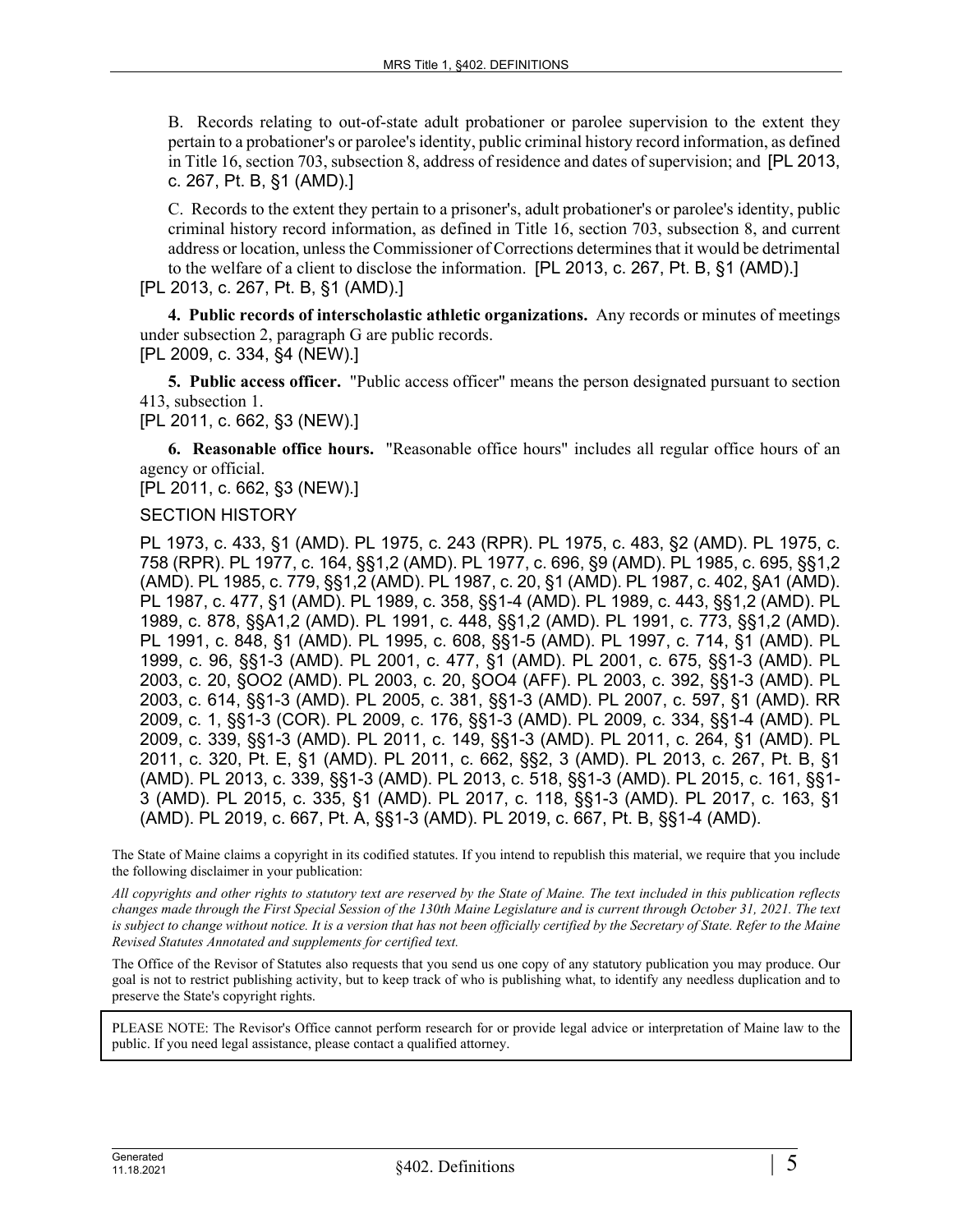B. Records relating to out-of-state adult probationer or parolee supervision to the extent they pertain to a probationer's or parolee's identity, public criminal history record information, as defined in Title 16, section 703, subsection 8, address of residence and dates of supervision; and [PL 2013, c. 267, Pt. B, §1 (AMD).]

C. Records to the extent they pertain to a prisoner's, adult probationer's or parolee's identity, public criminal history record information, as defined in Title 16, section 703, subsection 8, and current address or location, unless the Commissioner of Corrections determines that it would be detrimental to the welfare of a client to disclose the information. [PL 2013, c. 267, Pt. B, §1 (AMD).]

[PL 2013, c. 267, Pt. B, §1 (AMD).]

**4. Public records of interscholastic athletic organizations.** Any records or minutes of meetings under subsection 2, paragraph G are public records.

[PL 2009, c. 334, §4 (NEW).]

**5. Public access officer.** "Public access officer" means the person designated pursuant to section 413, subsection 1.

[PL 2011, c. 662, §3 (NEW).]

**6. Reasonable office hours.** "Reasonable office hours" includes all regular office hours of an agency or official.

[PL 2011, c. 662, §3 (NEW).]

SECTION HISTORY

PL 1973, c. 433, §1 (AMD). PL 1975, c. 243 (RPR). PL 1975, c. 483, §2 (AMD). PL 1975, c. 758 (RPR). PL 1977, c. 164, §§1,2 (AMD). PL 1977, c. 696, §9 (AMD). PL 1985, c. 695, §§1,2 (AMD). PL 1985, c. 779, §§1,2 (AMD). PL 1987, c. 20, §1 (AMD). PL 1987, c. 402, §A1 (AMD). PL 1987, c. 477, §1 (AMD). PL 1989, c. 358, §§1-4 (AMD). PL 1989, c. 443, §§1,2 (AMD). PL 1989, c. 878, §§A1,2 (AMD). PL 1991, c. 448, §§1,2 (AMD). PL 1991, c. 773, §§1,2 (AMD). PL 1991, c. 848, §1 (AMD). PL 1995, c. 608, §§1-5 (AMD). PL 1997, c. 714, §1 (AMD). PL 1999, c. 96, §§1-3 (AMD). PL 2001, c. 477, §1 (AMD). PL 2001, c. 675, §§1-3 (AMD). PL 2003, c. 20, §OO2 (AMD). PL 2003, c. 20, §OO4 (AFF). PL 2003, c. 392, §§1-3 (AMD). PL 2003, c. 614, §§1-3 (AMD). PL 2005, c. 381, §§1-3 (AMD). PL 2007, c. 597, §1 (AMD). RR 2009, c. 1, §§1-3 (COR). PL 2009, c. 176, §§1-3 (AMD). PL 2009, c. 334, §§1-4 (AMD). PL 2009, c. 339, §§1-3 (AMD). PL 2011, c. 149, §§1-3 (AMD). PL 2011, c. 264, §1 (AMD). PL 2011, c. 320, Pt. E, §1 (AMD). PL 2011, c. 662, §§2, 3 (AMD). PL 2013, c. 267, Pt. B, §1 (AMD). PL 2013, c. 339, §§1-3 (AMD). PL 2013, c. 518, §§1-3 (AMD). PL 2015, c. 161, §§1-3 (AMD). PL 2015, c. 335, §1 (AMD). PL 2017, c. 118, §§1-3 (AMD). PL 2017, c. 163, §1 (AMD). PL 2019, c. 667, Pt. A, §§1-3 (AMD). PL 2019, c. 667, Pt. B, §§1-4 (AMD).

The State of Maine claims a copyright in its codified statutes. If you intend to republish this material, we require that you include the following disclaimer in your publication:

*All copyrights and other rights to statutory text are reserved by the State of Maine. The text included in this publication reflects changes made through the First Special Session of the 130th Maine Legislature and is current through October 31, 2021. The text is subject to change without notice. It is a version that has not been officially certified by the Secretary of State. Refer to the Maine Revised Statutes Annotated and supplements for certified text.*

The Office of the Revisor of Statutes also requests that you send us one copy of any statutory publication you may produce. Our goal is not to restrict publishing activity, but to keep track of who is publishing what, to identify any needless duplication and to preserve the State's copyright rights.

PLEASE NOTE: The Revisor's Office cannot perform research for or provide legal advice or interpretation of Maine law to the public. If you need legal assistance, please contact a qualified attorney.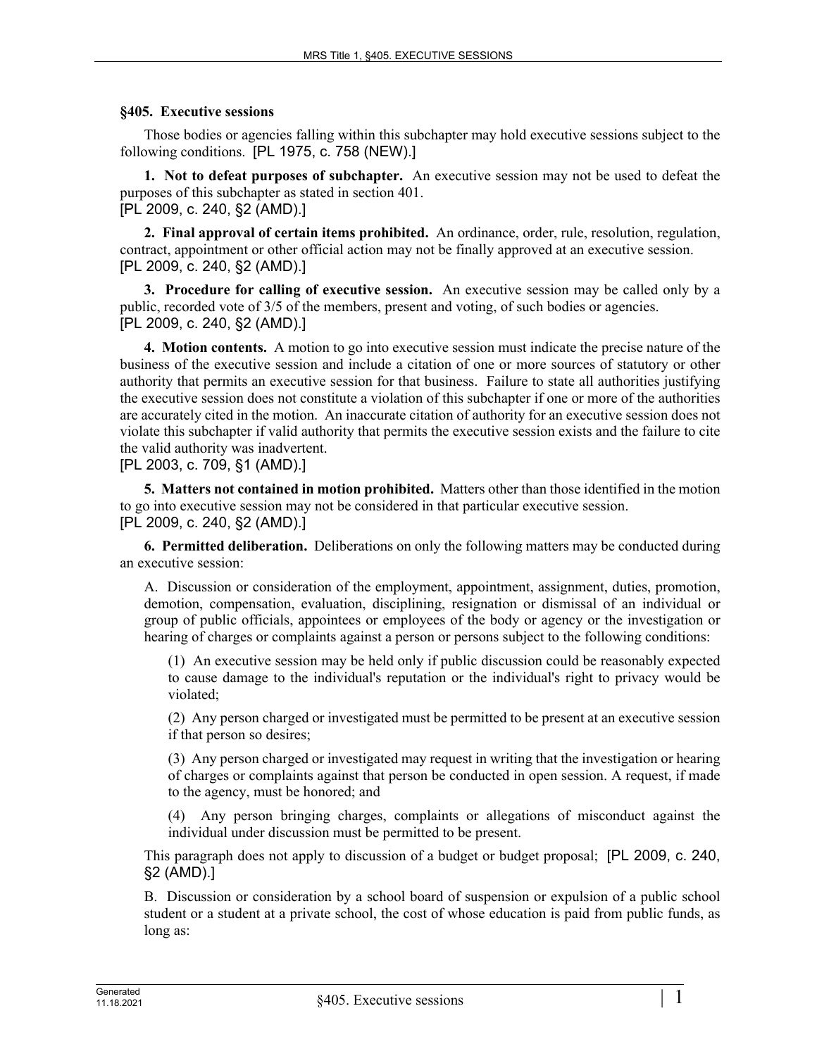### §405. Executive sessions

Those bodies or agencies falling within this subchapter may hold executive sessions subject to the following conditions. [PL 1975, c. 758 (NEW).]

**1. Not to defeat purposes of subchapter.** An executive session may not be used to defeat the purposes of this subchapter as stated in section 401.
[PL 2009, c. 240, §2 (AMD).]

**2. Final approval of certain items prohibited.** An ordinance, order, rule, resolution, regulation, contract, appointment or other official action may not be finally approved at an executive session.
[PL 2009, c. 240, §2 (AMD).]

**3. Procedure for calling of executive session.** An executive session may be called only by a public, recorded vote of 3/5 of the members, present and voting, of such bodies or agencies.
[PL 2009, c. 240, §2 (AMD).]

**4. Motion contents.** A motion to go into executive session must indicate the precise nature of the business of the executive session and include a citation of one or more sources of statutory or other authority that permits an executive session for that business. Failure to state all authorities justifying the executive session does not constitute a violation of this subchapter if one or more of the authorities are accurately cited in the motion. An inaccurate citation of authority for an executive session does not violate this subchapter if valid authority that permits the executive session exists and the failure to cite the valid authority was inadvertent.
[PL 2003, c. 709, §1 (AMD).]

**5. Matters not contained in motion prohibited.** Matters other than those identified in the motion to go into executive session may not be considered in that particular executive session.
[PL 2009, c. 240, §2 (AMD).]

**6. Permitted deliberation.** Deliberations on only the following matters may be conducted during an executive session:

A. Discussion or consideration of the employment, appointment, assignment, duties, promotion, demotion, compensation, evaluation, disciplining, resignation or dismissal of an individual or group of public officials, appointees or employees of the body or agency or the investigation or hearing of charges or complaints against a person or persons subject to the following conditions:

(1) An executive session may be held only if public discussion could be reasonably expected to cause damage to the individual's reputation or the individual's right to privacy would be violated;

(2) Any person charged or investigated must be permitted to be present at an executive session if that person so desires;

(3) Any person charged or investigated may request in writing that the investigation or hearing of charges or complaints against that person be conducted in open session. A request, if made to the agency, must be honored; and

(4) Any person bringing charges, complaints or allegations of misconduct against the individual under discussion must be permitted to be present.

This paragraph does not apply to discussion of a budget or budget proposal; [PL 2009, c. 240, §2 (AMD).]

B. Discussion or consideration by a school board of suspension or expulsion of a public school student or a student at a private school, the cost of whose education is paid from public funds, as long as: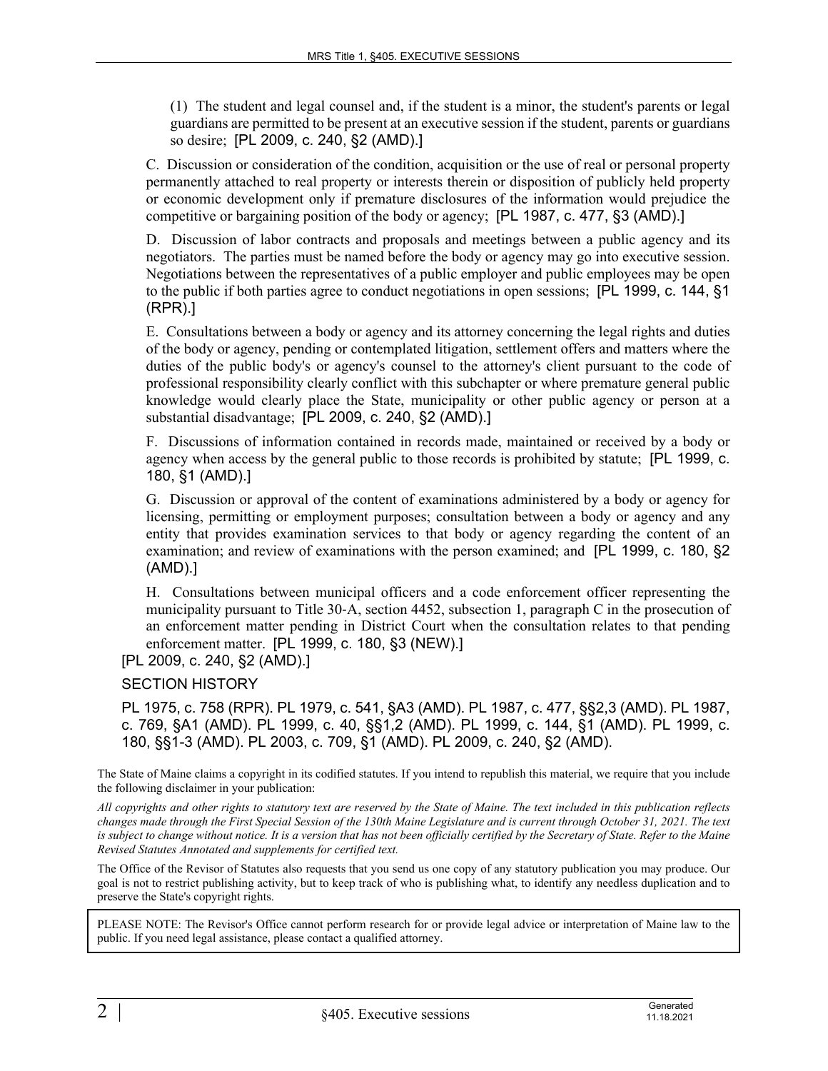(1) The student and legal counsel and, if the student is a minor, the student's parents or legal guardians are permitted to be present at an executive session if the student, parents or guardians so desire; [PL 2009, c. 240, §2 (AMD).]

C. Discussion or consideration of the condition, acquisition or the use of real or personal property permanently attached to real property or interests therein or disposition of publicly held property or economic development only if premature disclosures of the information would prejudice the competitive or bargaining position of the body or agency; [PL 1987, c. 477, §3 (AMD).]

D. Discussion of labor contracts and proposals and meetings between a public agency and its negotiators. The parties must be named before the body or agency may go into executive session. Negotiations between the representatives of a public employer and public employees may be open to the public if both parties agree to conduct negotiations in open sessions; [PL 1999, c. 144, §1 (RPR).]

E. Consultations between a body or agency and its attorney concerning the legal rights and duties of the body or agency, pending or contemplated litigation, settlement offers and matters where the duties of the public body's or agency's counsel to the attorney's client pursuant to the code of professional responsibility clearly conflict with this subchapter or where premature general public knowledge would clearly place the State, municipality or other public agency or person at a substantial disadvantage; [PL 2009, c. 240, §2 (AMD).]

F. Discussions of information contained in records made, maintained or received by a body or agency when access by the general public to those records is prohibited by statute; [PL 1999, c. 180, §1 (AMD).]

G. Discussion or approval of the content of examinations administered by a body or agency for licensing, permitting or employment purposes; consultation between a body or agency and any entity that provides examination services to that body or agency regarding the content of an examination; and review of examinations with the person examined; and [PL 1999, c. 180, §2 (AMD).]

H. Consultations between municipal officers and a code enforcement officer representing the municipality pursuant to Title 30-A, section 4452, subsection 1, paragraph C in the prosecution of an enforcement matter pending in District Court when the consultation relates to that pending enforcement matter. [PL 1999, c. 180, §3 (NEW).]

[PL 2009, c. 240, §2 (AMD).]

SECTION HISTORY

PL 1975, c. 758 (RPR). PL 1979, c. 541, §A3 (AMD). PL 1987, c. 477, §§2,3 (AMD). PL 1987, c. 769, §A1 (AMD). PL 1999, c. 40, §§1,2 (AMD). PL 1999, c. 144, §1 (AMD). PL 1999, c. 180, §§1-3 (AMD). PL 2003, c. 709, §1 (AMD). PL 2009, c. 240, §2 (AMD).

The State of Maine claims a copyright in its codified statutes. If you intend to republish this material, we require that you include the following disclaimer in your publication:

*All copyrights and other rights to statutory text are reserved by the State of Maine. The text included in this publication reflects changes made through the First Special Session of the 130th Maine Legislature and is current through October 31, 2021. The text is subject to change without notice. It is a version that has not been officially certified by the Secretary of State. Refer to the Maine Revised Statutes Annotated and supplements for certified text.*

The Office of the Revisor of Statutes also requests that you send us one copy of any statutory publication you may produce. Our goal is not to restrict publishing activity, but to keep track of who is publishing what, to identify any needless duplication and to preserve the State's copyright rights.

PLEASE NOTE: The Revisor's Office cannot perform research for or provide legal advice or interpretation of Maine law to the public. If you need legal assistance, please contact a qualified attorney.